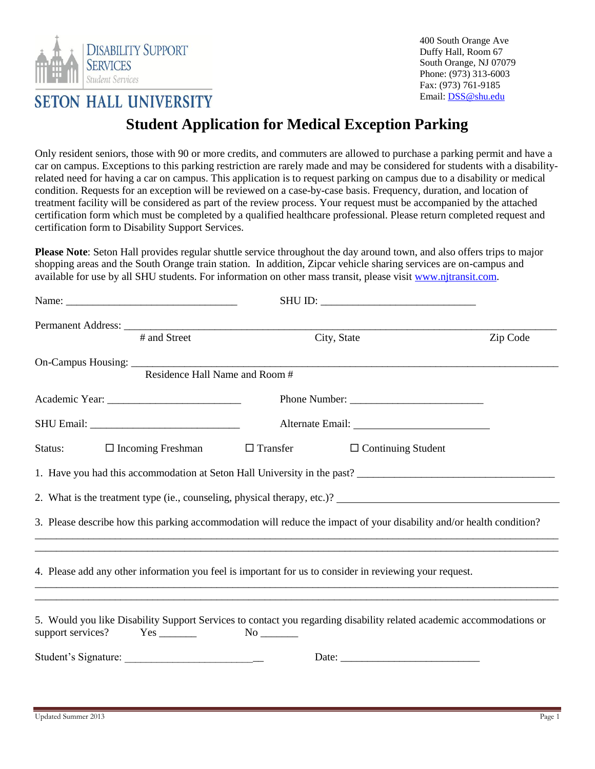DISABILITY SUPPORT SERVICES
Student Services

SETON HALL UNIVERSITY

400 South Orange Ave
Duffy Hall, Room 67
South Orange, NJ 07079
Phone: (973) 313-6003
Fax: (973) 761-9185
Email: DSS@shu.edu

# Student Application for Medical Exception Parking

Only resident seniors, those with 90 or more credits, and commuters are allowed to purchase a parking permit and have a car on campus. Exceptions to this parking restriction are rarely made and may be considered for students with a disability-related need for having a car on campus. This application is to request parking on campus due to a disability or medical condition. Requests for an exception will be reviewed on a case-by-case basis. Frequency, duration, and location of treatment facility will be considered as part of the review process. Your request must be accompanied by the attached certification form which must be completed by a qualified healthcare professional. Please return completed request and certification form to Disability Support Services.

**Please Note**: Seton Hall provides regular shuttle service throughout the day around town, and also offers trips to major shopping areas and the South Orange train station. In addition, Zipcar vehicle sharing services are on-campus and available for use by all SHU students. For information on other mass transit, please visit www.njtransit.com.

Name: ______________________________ SHU ID: ____________________________

Permanent Address: ______________________________________________________________________
# and Street City, State Zip Code

On-Campus Housing: ______________________________________________________________________
Residence Hall Name and Room #

Academic Year: ________________________ Phone Number: ________________________

SHU Email: ___________________________ Alternate Email: ________________________

Status: ☐ Incoming Freshman ☐ Transfer ☐ Continuing Student

1. Have you had this accommodation at Seton Hall University in the past? ___________________________________

2. What is the treatment type (ie., counseling, physical therapy, etc.)? _____________________________________

3. Please describe how this parking accommodation will reduce the impact of your disability and/or health condition?

______________________________________________________________________________________________

______________________________________________________________________________________________

4. Please add any other information you feel is important for us to consider in reviewing your request.

______________________________________________________________________________________________

______________________________________________________________________________________________

5. Would you like Disability Support Services to contact you regarding disability related academic accommodations or support services? Yes _______ No _______

Student's Signature: __________________________ Date: _________________________

Updated Summer 2013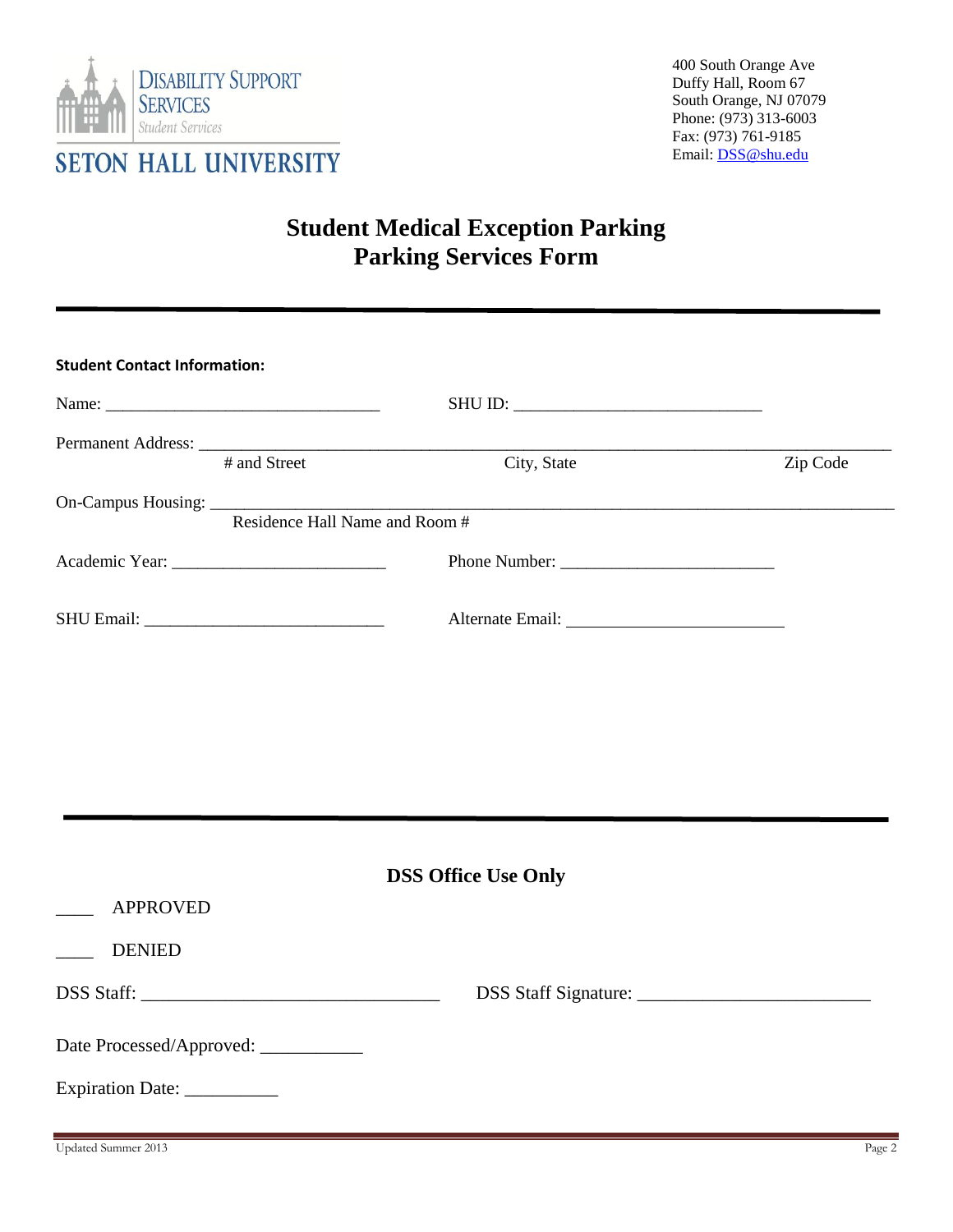400 South Orange Ave
Duffy Hall, Room 67
South Orange, NJ 07079
Phone: (973) 313-6003
Fax: (973) 761-9185
Email: DSS@shu.edu

# Student Medical Exception Parking
# Parking Services Form

---

**Student Contact Information:**

Name: ________________________________ SHU ID: ____________________________

Permanent Address: ______________________________________________________________________________
# and Street City, State Zip Code

On-Campus Housing: ______________________________________________________________________________
Residence Hall Name and Room #

Academic Year: ________________________ Phone Number: ________________________

SHU Email: ____________________________ Alternate Email: ________________________

---

## DSS Office Use Only

____ APPROVED

____ DENIED

DSS Staff: __________________________________ DSS Staff Signature: ________________________

Date Processed/Approved: ___________

Expiration Date: __________

Updated Summer 2013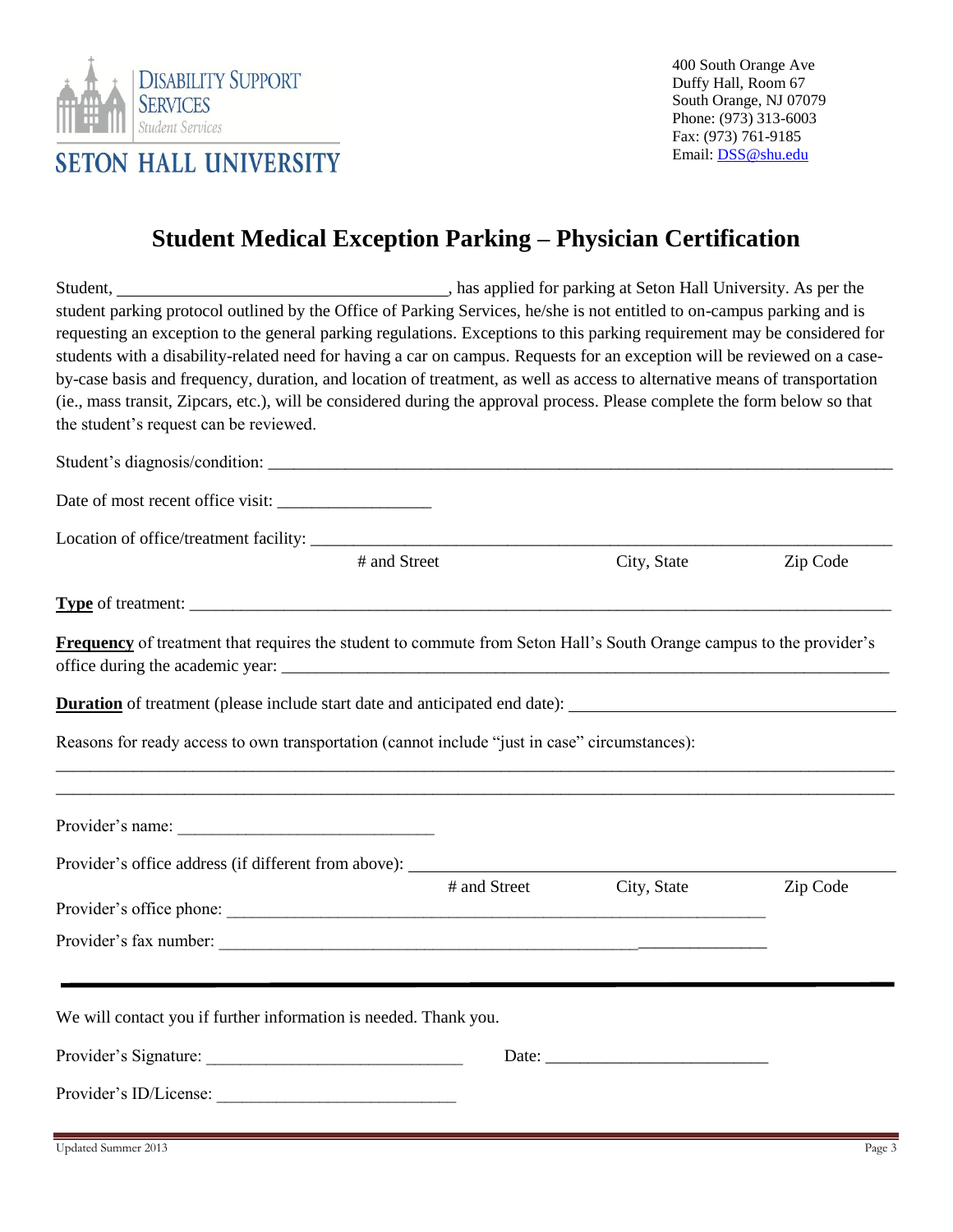DISABILITY SUPPORT SERVICES
Student Services

SETON HALL UNIVERSITY

400 South Orange Ave
Duffy Hall, Room 67
South Orange, NJ 07079
Phone: (973) 313-6003
Fax: (973) 761-9185
Email: DSS@shu.edu

# Student Medical Exception Parking – Physician Certification

Student, ______________________________________, has applied for parking at Seton Hall University. As per the student parking protocol outlined by the Office of Parking Services, he/she is not entitled to on-campus parking and is requesting an exception to the general parking regulations. Exceptions to this parking requirement may be considered for students with a disability-related need for having a car on campus. Requests for an exception will be reviewed on a case-by-case basis and frequency, duration, and location of treatment, as well as access to alternative means of transportation (ie., mass transit, Zipcars, etc.), will be considered during the approval process. Please complete the form below so that the student's request can be reviewed.

Student's diagnosis/condition: ___________________________________________________________________________

Date of most recent office visit: __________________

Location of office/treatment facility: ______________________________________________________________________
# and Street    City, State    Zip Code

**Type** of treatment: ________________________________________________________________________________

**Frequency** of treatment that requires the student to commute from Seton Hall's South Orange campus to the provider's office during the academic year: ___________________________________________________________________________

**Duration** of treatment (please include start date and anticipated end date): ______________________________________

Reasons for ready access to own transportation (cannot include "just in case" circumstances):

_____________________________________________________________________________________________

_____________________________________________________________________________________________

Provider's name: ______________________________

Provider's office address (if different from above): _____________________________________________________
# and Street    City, State    Zip Code

Provider's office phone: ______________________________________________________________

Provider's fax number: ______________________________________________________________

---

We will contact you if further information is needed. Thank you.

Provider's Signature: ______________________________    Date: __________________________

Provider's ID/License: ____________________________

Updated Summer 2013